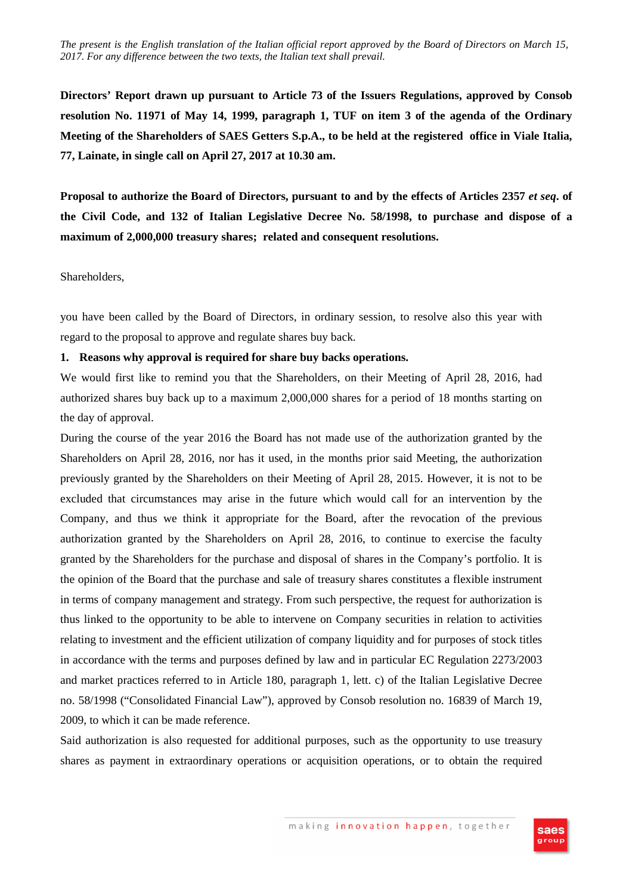*The present is the English translation of the Italian official report approved by the Board of Directors on March 15, 2017. For any difference between the two texts, the Italian text shall prevail.*

**Directors' Report drawn up pursuant to Article 73 of the Issuers Regulations, approved by Consob resolution No. 11971 of May 14, 1999, paragraph 1, TUF on item 3 of the agenda of the Ordinary Meeting of the Shareholders of SAES Getters S.p.A., to be held at the registered office in Viale Italia, 77, Lainate, in single call on April 27, 2017 at 10.30 am.**

**Proposal to authorize the Board of Directors, pursuant to and by the effects of Articles 2357 *et seq*. of the Civil Code, and 132 of Italian Legislative Decree No. 58/1998, to purchase and dispose of a maximum of 2,000,000 treasury shares; related and consequent resolutions.**

Shareholders,

you have been called by the Board of Directors, in ordinary session, to resolve also this year with regard to the proposal to approve and regulate shares buy back.

**1. Reasons why approval is required for share buy backs operations.**

We would first like to remind you that the Shareholders, on their Meeting of April 28, 2016, had authorized shares buy back up to a maximum 2,000,000 shares for a period of 18 months starting on the day of approval.

During the course of the year 2016 the Board has not made use of the authorization granted by the Shareholders on April 28, 2016, nor has it used, in the months prior said Meeting, the authorization previously granted by the Shareholders on their Meeting of April 28, 2015. However, it is not to be excluded that circumstances may arise in the future which would call for an intervention by the Company, and thus we think it appropriate for the Board, after the revocation of the previous authorization granted by the Shareholders on April 28, 2016, to continue to exercise the faculty granted by the Shareholders for the purchase and disposal of shares in the Company's portfolio. It is the opinion of the Board that the purchase and sale of treasury shares constitutes a flexible instrument in terms of company management and strategy. From such perspective, the request for authorization is thus linked to the opportunity to be able to intervene on Company securities in relation to activities relating to investment and the efficient utilization of company liquidity and for purposes of stock titles in accordance with the terms and purposes defined by law and in particular EC Regulation 2273/2003 and market practices referred to in Article 180, paragraph 1, lett. c) of the Italian Legislative Decree no. 58/1998 ("Consolidated Financial Law"), approved by Consob resolution no. 16839 of March 19, 2009, to which it can be made reference.

Said authorization is also requested for additional purposes, such as the opportunity to use treasury shares as payment in extraordinary operations or acquisition operations, or to obtain the required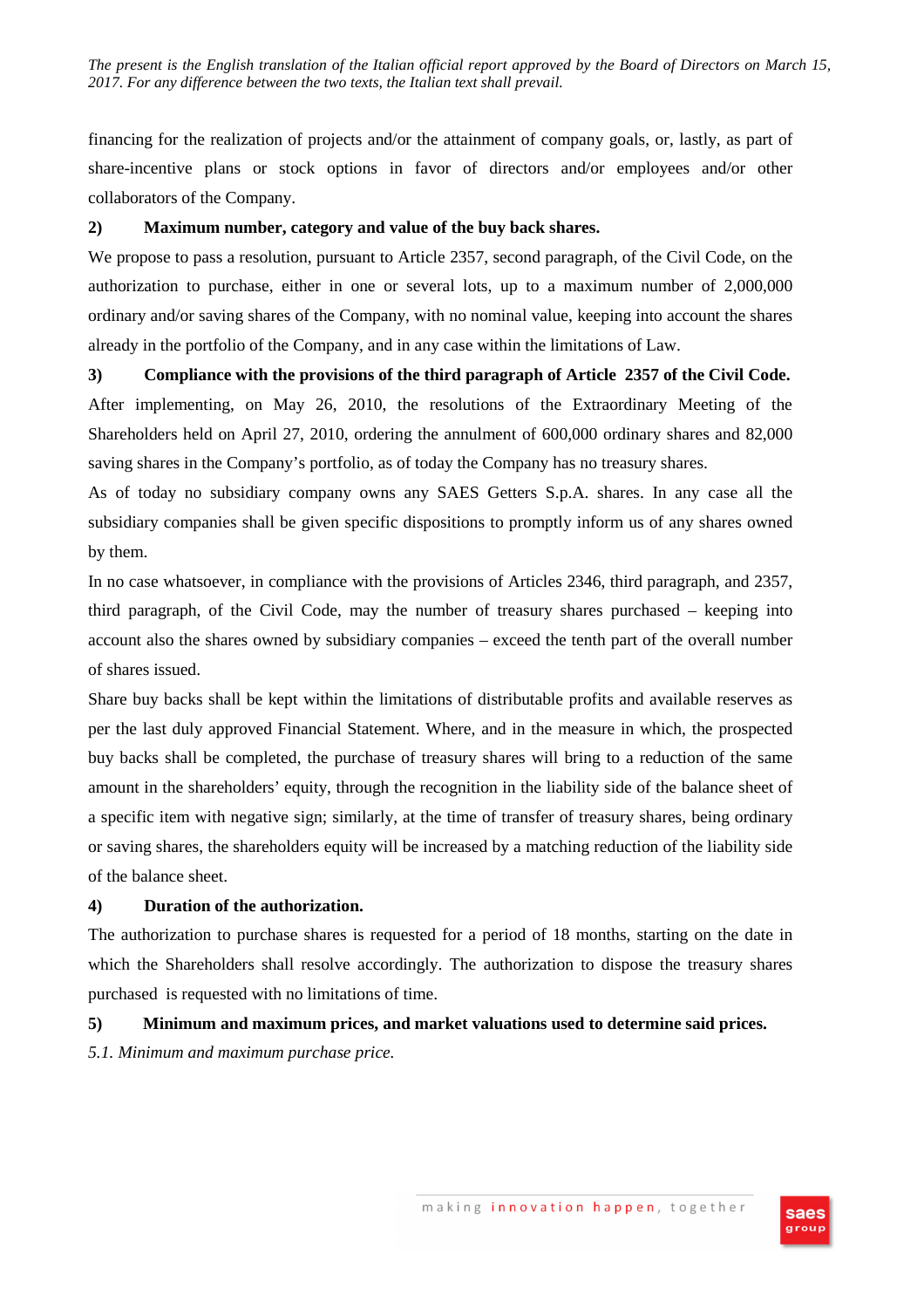financing for the realization of projects and/or the attainment of company goals, or, lastly, as part of share-incentive plans or stock options in favor of directors and/or employees and/or other collaborators of the Company.

**2) Maximum number, category and value of the buy back shares.**

We propose to pass a resolution, pursuant to Article 2357, second paragraph, of the Civil Code, on the authorization to purchase, either in one or several lots, up to a maximum number of 2,000,000 ordinary and/or saving shares of the Company, with no nominal value, keeping into account the shares already in the portfolio of the Company, and in any case within the limitations of Law.

**3) Compliance with the provisions of the third paragraph of Article 2357 of the Civil Code.**

After implementing, on May 26, 2010, the resolutions of the Extraordinary Meeting of the Shareholders held on April 27, 2010, ordering the annulment of 600,000 ordinary shares and 82,000 saving shares in the Company's portfolio, as of today the Company has no treasury shares.

As of today no subsidiary company owns any SAES Getters S.p.A. shares. In any case all the subsidiary companies shall be given specific dispositions to promptly inform us of any shares owned by them.

In no case whatsoever, in compliance with the provisions of Articles 2346, third paragraph, and 2357, third paragraph, of the Civil Code, may the number of treasury shares purchased – keeping into account also the shares owned by subsidiary companies – exceed the tenth part of the overall number of shares issued.

Share buy backs shall be kept within the limitations of distributable profits and available reserves as per the last duly approved Financial Statement. Where, and in the measure in which, the prospected buy backs shall be completed, the purchase of treasury shares will bring to a reduction of the same amount in the shareholders' equity, through the recognition in the liability side of the balance sheet of a specific item with negative sign; similarly, at the time of transfer of treasury shares, being ordinary or saving shares, the shareholders equity will be increased by a matching reduction of the liability side of the balance sheet.

**4) Duration of the authorization.**

The authorization to purchase shares is requested for a period of 18 months, starting on the date in which the Shareholders shall resolve accordingly. The authorization to dispose the treasury shares purchased is requested with no limitations of time.

**5) Minimum and maximum prices, and market valuations used to determine said prices.**

*5.1. Minimum and maximum purchase price.*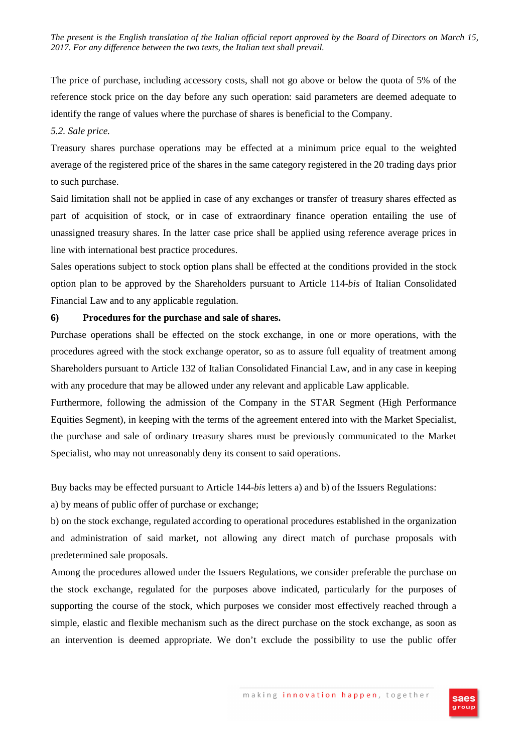The price of purchase, including accessory costs, shall not go above or below the quota of 5% of the reference stock price on the day before any such operation: said parameters are deemed adequate to identify the range of values where the purchase of shares is beneficial to the Company.

*5.2. Sale price.*

Treasury shares purchase operations may be effected at a minimum price equal to the weighted average of the registered price of the shares in the same category registered in the 20 trading days prior to such purchase.

Said limitation shall not be applied in case of any exchanges or transfer of treasury shares effected as part of acquisition of stock, or in case of extraordinary finance operation entailing the use of unassigned treasury shares. In the latter case price shall be applied using reference average prices in line with international best practice procedures.

Sales operations subject to stock option plans shall be effected at the conditions provided in the stock option plan to be approved by the Shareholders pursuant to Article 114-*bis* of Italian Consolidated Financial Law and to any applicable regulation.

**6) Procedures for the purchase and sale of shares.**

Purchase operations shall be effected on the stock exchange, in one or more operations, with the procedures agreed with the stock exchange operator, so as to assure full equality of treatment among Shareholders pursuant to Article 132 of Italian Consolidated Financial Law, and in any case in keeping with any procedure that may be allowed under any relevant and applicable Law applicable.

Furthermore, following the admission of the Company in the STAR Segment (High Performance Equities Segment), in keeping with the terms of the agreement entered into with the Market Specialist, the purchase and sale of ordinary treasury shares must be previously communicated to the Market Specialist, who may not unreasonably deny its consent to said operations.

Buy backs may be effected pursuant to Article 144-*bis* letters a) and b) of the Issuers Regulations:

a) by means of public offer of purchase or exchange;

b) on the stock exchange, regulated according to operational procedures established in the organization and administration of said market, not allowing any direct match of purchase proposals with predetermined sale proposals.

Among the procedures allowed under the Issuers Regulations, we consider preferable the purchase on the stock exchange, regulated for the purposes above indicated, particularly for the purposes of supporting the course of the stock, which purposes we consider most effectively reached through a simple, elastic and flexible mechanism such as the direct purchase on the stock exchange, as soon as an intervention is deemed appropriate. We don't exclude the possibility to use the public offer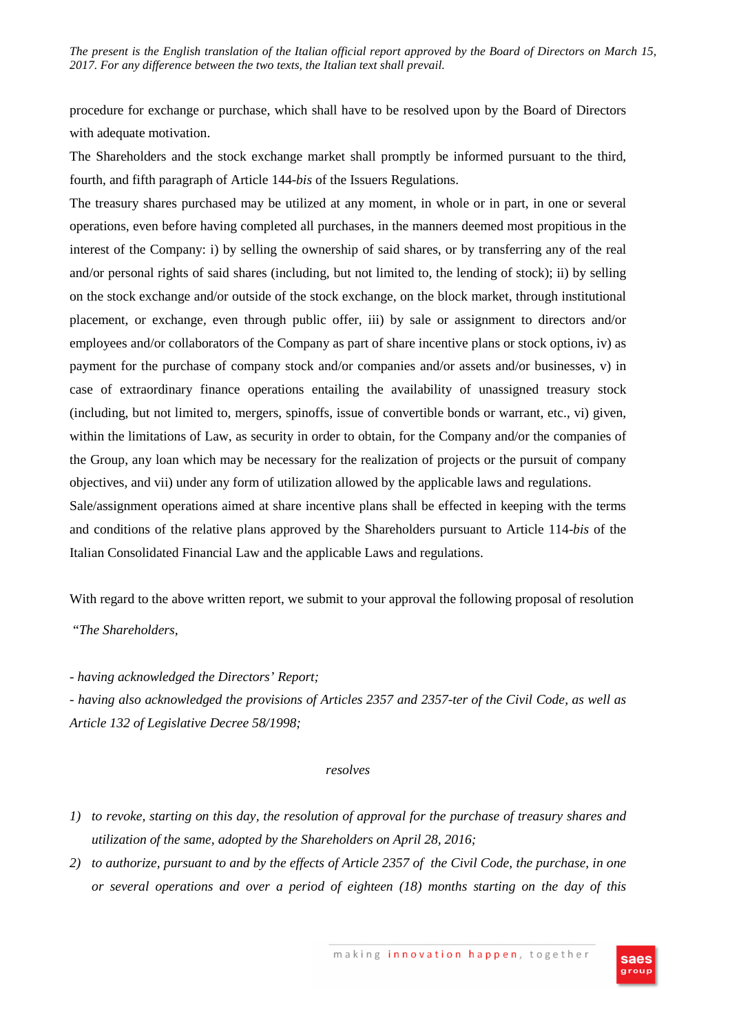procedure for exchange or purchase, which shall have to be resolved upon by the Board of Directors with adequate motivation.

The Shareholders and the stock exchange market shall promptly be informed pursuant to the third, fourth, and fifth paragraph of Article 144-*bis* of the Issuers Regulations.

The treasury shares purchased may be utilized at any moment, in whole or in part, in one or several operations, even before having completed all purchases, in the manners deemed most propitious in the interest of the Company: i) by selling the ownership of said shares, or by transferring any of the real and/or personal rights of said shares (including, but not limited to, the lending of stock); ii) by selling on the stock exchange and/or outside of the stock exchange, on the block market, through institutional placement, or exchange, even through public offer, iii) by sale or assignment to directors and/or employees and/or collaborators of the Company as part of share incentive plans or stock options, iv) as payment for the purchase of company stock and/or companies and/or assets and/or businesses, v) in case of extraordinary finance operations entailing the availability of unassigned treasury stock (including, but not limited to, mergers, spinoffs, issue of convertible bonds or warrant, etc., vi) given, within the limitations of Law, as security in order to obtain, for the Company and/or the companies of the Group, any loan which may be necessary for the realization of projects or the pursuit of company objectives, and vii) under any form of utilization allowed by the applicable laws and regulations.

Sale/assignment operations aimed at share incentive plans shall be effected in keeping with the terms and conditions of the relative plans approved by the Shareholders pursuant to Article 114-*bis* of the Italian Consolidated Financial Law and the applicable Laws and regulations.

With regard to the above written report, we submit to your approval the following proposal of resolution

*"The Shareholders,*

*- having acknowledged the Directors' Report;*

*- having also acknowledged the provisions of Articles 2357 and 2357-ter of the Civil Code, as well as Article 132 of Legislative Decree 58/1998;*

*resolves*

1) *to revoke, starting on this day, the resolution of approval for the purchase of treasury shares and utilization of the same, adopted by the Shareholders on April 28, 2016;*
2) *to authorize, pursuant to and by the effects of Article 2357 of the Civil Code, the purchase, in one or several operations and over a period of eighteen (18) months starting on the day of this*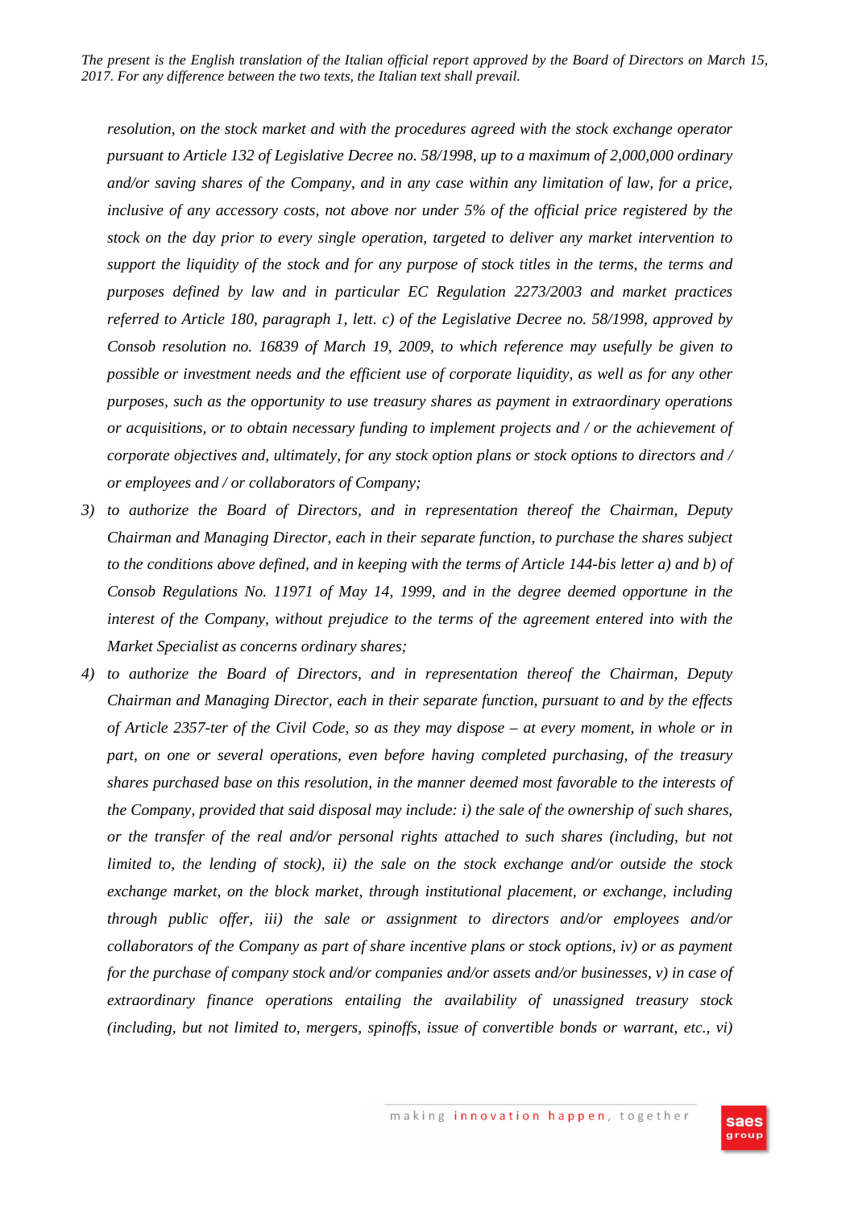*resolution, on the stock market and with the procedures agreed with the stock exchange operator pursuant to Article 132 of Legislative Decree no. 58/1998, up to a maximum of 2,000,000 ordinary and/or saving shares of the Company, and in any case within any limitation of law, for a price, inclusive of any accessory costs, not above nor under 5% of the official price registered by the stock on the day prior to every single operation, targeted to deliver any market intervention to support the liquidity of the stock and for any purpose of stock titles in the terms, the terms and purposes defined by law and in particular EC Regulation 2273/2003 and market practices referred to Article 180, paragraph 1, lett. c) of the Legislative Decree no. 58/1998, approved by Consob resolution no. 16839 of March 19, 2009, to which reference may usefully be given to possible or investment needs and the efficient use of corporate liquidity, as well as for any other purposes, such as the opportunity to use treasury shares as payment in extraordinary operations or acquisitions, or to obtain necessary funding to implement projects and / or the achievement of corporate objectives and, ultimately, for any stock option plans or stock options to directors and / or employees and / or collaborators of Company;*

3) *to authorize the Board of Directors, and in representation thereof the Chairman, Deputy Chairman and Managing Director, each in their separate function, to purchase the shares subject to the conditions above defined, and in keeping with the terms of Article 144-bis letter a) and b) of Consob Regulations No. 11971 of May 14, 1999, and in the degree deemed opportune in the interest of the Company, without prejudice to the terms of the agreement entered into with the Market Specialist as concerns ordinary shares;*

4) *to authorize the Board of Directors, and in representation thereof the Chairman, Deputy Chairman and Managing Director, each in their separate function, pursuant to and by the effects of Article 2357-ter of the Civil Code, so as they may dispose – at every moment, in whole or in part, on one or several operations, even before having completed purchasing, of the treasury shares purchased base on this resolution, in the manner deemed most favorable to the interests of the Company, provided that said disposal may include: i) the sale of the ownership of such shares, or the transfer of the real and/or personal rights attached to such shares (including, but not limited to, the lending of stock), ii) the sale on the stock exchange and/or outside the stock exchange market, on the block market, through institutional placement, or exchange, including through public offer, iii) the sale or assignment to directors and/or employees and/or collaborators of the Company as part of share incentive plans or stock options, iv) or as payment for the purchase of company stock and/or companies and/or assets and/or businesses, v) in case of extraordinary finance operations entailing the availability of unassigned treasury stock (including, but not limited to, mergers, spinoffs, issue of convertible bonds or warrant, etc., vi)*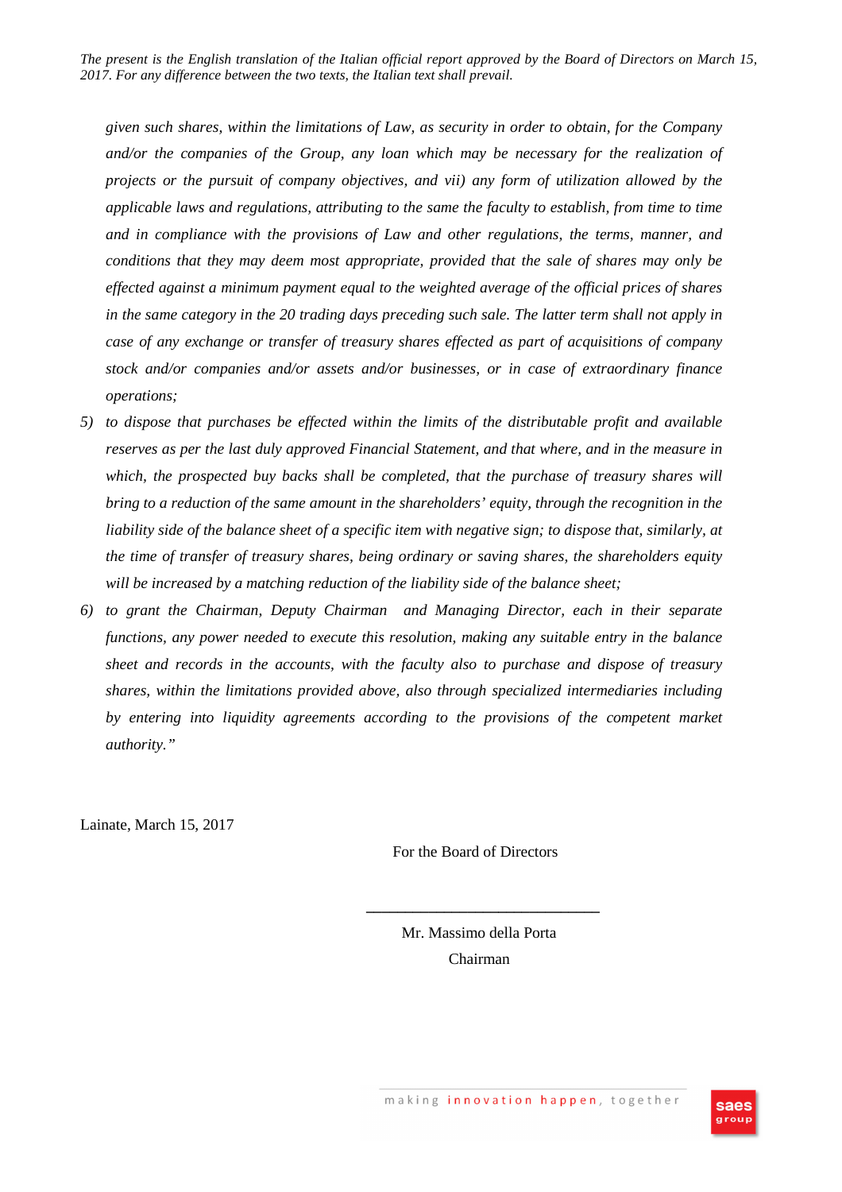*given such shares, within the limitations of Law, as security in order to obtain, for the Company and/or the companies of the Group, any loan which may be necessary for the realization of projects or the pursuit of company objectives, and vii) any form of utilization allowed by the applicable laws and regulations, attributing to the same the faculty to establish, from time to time and in compliance with the provisions of Law and other regulations, the terms, manner, and conditions that they may deem most appropriate, provided that the sale of shares may only be effected against a minimum payment equal to the weighted average of the official prices of shares in the same category in the 20 trading days preceding such sale. The latter term shall not apply in case of any exchange or transfer of treasury shares effected as part of acquisitions of company stock and/or companies and/or assets and/or businesses, or in case of extraordinary finance operations;*

5) *to dispose that purchases be effected within the limits of the distributable profit and available reserves as per the last duly approved Financial Statement, and that where, and in the measure in which, the prospected buy backs shall be completed, that the purchase of treasury shares will bring to a reduction of the same amount in the shareholders' equity, through the recognition in the liability side of the balance sheet of a specific item with negative sign; to dispose that, similarly, at the time of transfer of treasury shares, being ordinary or saving shares, the shareholders equity will be increased by a matching reduction of the liability side of the balance sheet;*
6) *to grant the Chairman, Deputy Chairman and Managing Director, each in their separate functions, any power needed to execute this resolution, making any suitable entry in the balance sheet and records in the accounts, with the faculty also to purchase and dispose of treasury shares, within the limitations provided above, also through specialized intermediaries including by entering into liquidity agreements according to the provisions of the competent market authority."*

Lainate, March 15, 2017

For the Board of Directors

\_\_\_\_\_\_\_\_\_\_\_\_\_\_\_\_\_\_\_\_\_\_\_\_\_\_\_\_\_\_

Mr. Massimo della Porta

Chairman